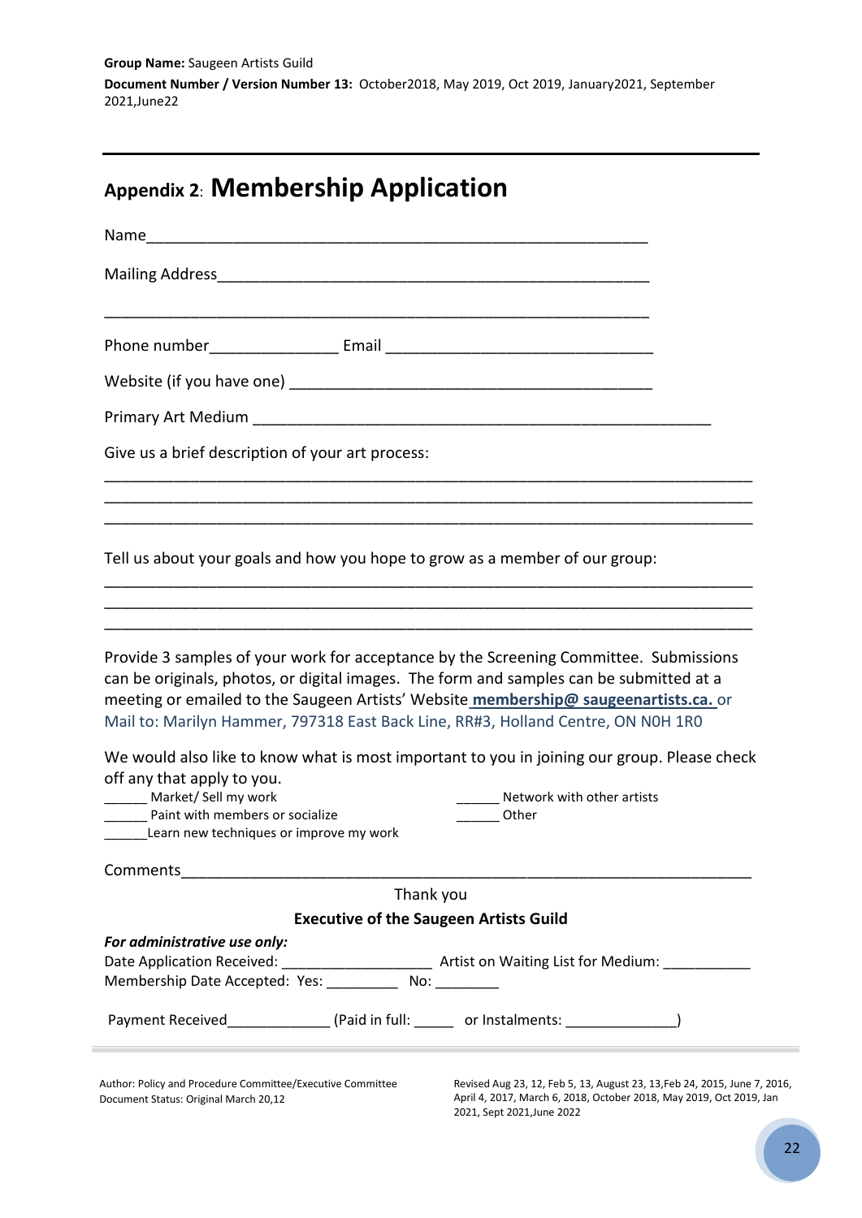**Group Name:** Saugeen Artists Guild

**Document Number / Version Number 13:** October2018, May 2019, Oct 2019, January2021, September 2021,June22

---

## Appendix 2: Membership Application

Name_____________________________________________________________

Mailing Address___________________________________________________

_________________________________________________________________

Phone number_______________ Email _______________________________

Website (if you have one) __________________________________________

Primary Art Medium _______________________________________________________

Give us a brief description of your art process:

___________________________________________________________________________

___________________________________________________________________________

___________________________________________________________________________

Tell us about your goals and how you hope to grow as a member of our group:

___________________________________________________________________________

___________________________________________________________________________

___________________________________________________________________________

Provide 3 samples of your work for acceptance by the Screening Committee. Submissions can be originals, photos, or digital images. The form and samples can be submitted at a meeting or emailed to the Saugeen Artists' Website **membership@ saugeenartists.ca.** or Mail to: Marilyn Hammer, 797318 East Back Line, RR#3, Holland Centre, ON N0H 1R0

We would also like to know what is most important to you in joining our group. Please check off any that apply to you.

______ Market/ Sell my work

______ Paint with members or socialize

______Learn new techniques or improve my work

______ Network with other artists

______ Other

Comments__________________________________________________________________

Thank you

**Executive of the Saugeen Artists Guild**

***For administrative use only:***

Date Application Received: __________________ Artist on Waiting List for Medium: ___________

Membership Date Accepted: Yes: _________ No: ________

Payment Received_____________ (Paid in full: _____ or Instalments: ______________)

---

Author: Policy and Procedure Committee/Executive Committee
Document Status: Original March 20,12

Revised Aug 23, 12, Feb 5, 13, August 23, 13,Feb 24, 2015, June 7, 2016, April 4, 2017, March 6, 2018, October 2018, May 2019, Oct 2019, Jan 2021, Sept 2021,June 2022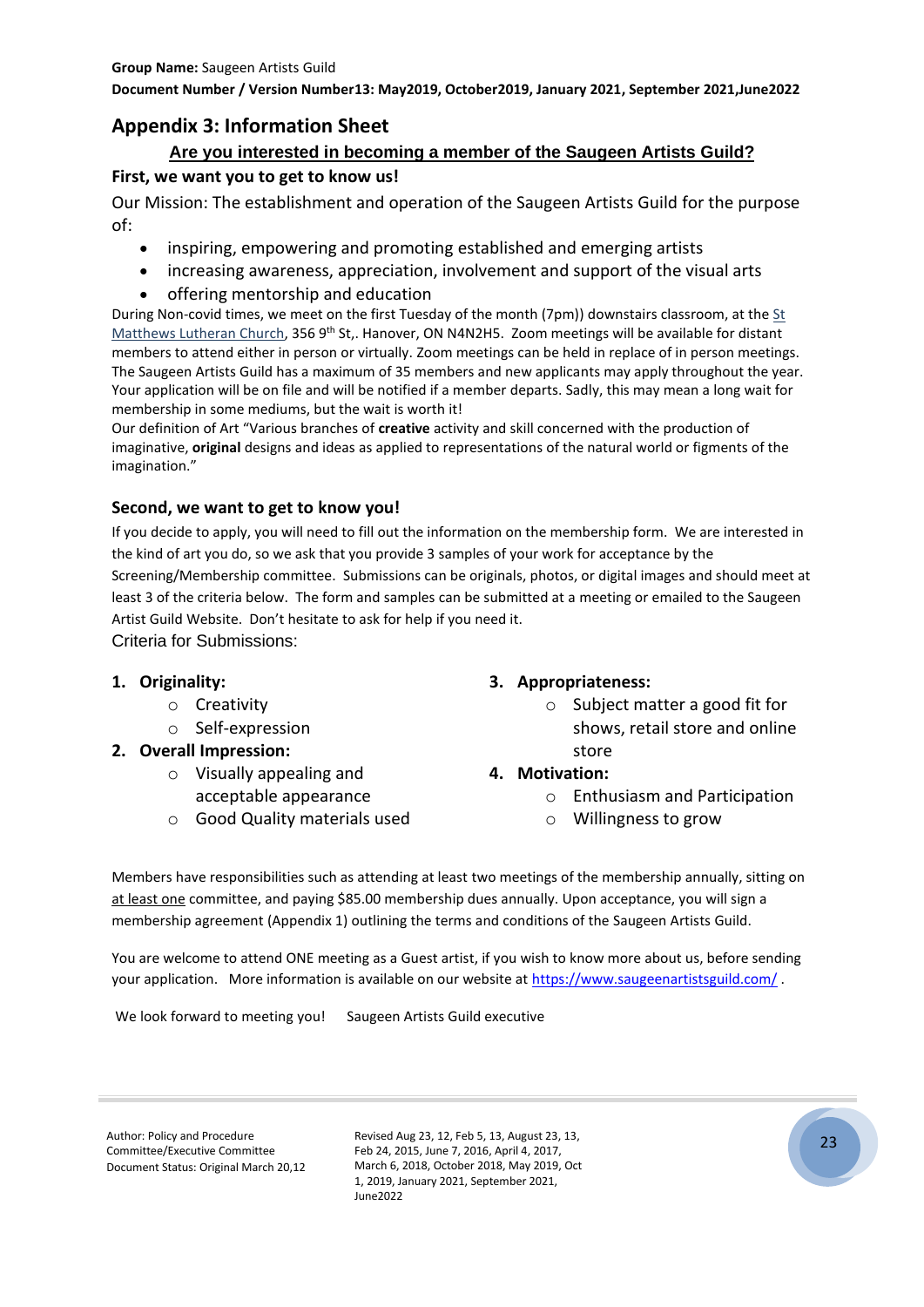**Group Name:** Saugeen Artists Guild

**Document Number / Version Number13: May2019, October2019, January 2021, September 2021,June2022**

## Appendix 3: Information Sheet

### Are you interested in becoming a member of the Saugeen Artists Guild?

### First, we want you to get to know us!

Our Mission: The establishment and operation of the Saugeen Artists Guild for the purpose of:

- inspiring, empowering and promoting established and emerging artists
- increasing awareness, appreciation, involvement and support of the visual arts
- offering mentorship and education

During Non-covid times, we meet on the first Tuesday of the month (7pm)) downstairs classroom, at the St Matthews Lutheran Church, 356 9th St,. Hanover, ON N4N2H5. Zoom meetings will be available for distant members to attend either in person or virtually. Zoom meetings can be held in replace of in person meetings. The Saugeen Artists Guild has a maximum of 35 members and new applicants may apply throughout the year. Your application will be on file and will be notified if a member departs. Sadly, this may mean a long wait for membership in some mediums, but the wait is worth it!

Our definition of Art "Various branches of **creative** activity and skill concerned with the production of imaginative, **original** designs and ideas as applied to representations of the natural world or figments of the imagination."

### Second, we want to get to know you!

If you decide to apply, you will need to fill out the information on the membership form. We are interested in the kind of art you do, so we ask that you provide 3 samples of your work for acceptance by the Screening/Membership committee. Submissions can be originals, photos, or digital images and should meet at least 3 of the criteria below. The form and samples can be submitted at a meeting or emailed to the Saugeen Artist Guild Website. Don't hesitate to ask for help if you need it.

Criteria for Submissions:

1. **Originality:**
   - Creativity
   - Self-expression
2. **Overall Impression:**
   - Visually appealing and acceptable appearance
   - Good Quality materials used
3. **Appropriateness:**
   - Subject matter a good fit for shows, retail store and online store
4. **Motivation:**
   - Enthusiasm and Participation
   - Willingness to grow

Members have responsibilities such as attending at least two meetings of the membership annually, sitting on at least one committee, and paying $85.00 membership dues annually. Upon acceptance, you will sign a membership agreement (Appendix 1) outlining the terms and conditions of the Saugeen Artists Guild.

You are welcome to attend ONE meeting as a Guest artist, if you wish to know more about us, before sending your application. More information is available on our website at https://www.saugeenartistsguild.com/ .

We look forward to meeting you! Saugeen Artists Guild executive

Author: Policy and Procedure Committee/Executive Committee
Document Status: Original March 20,12

Revised Aug 23, 12, Feb 5, 13, August 23, 13, Feb 24, 2015, June 7, 2016, April 4, 2017, March 6, 2018, October 2018, May 2019, Oct 1, 2019, January 2021, September 2021, June2022